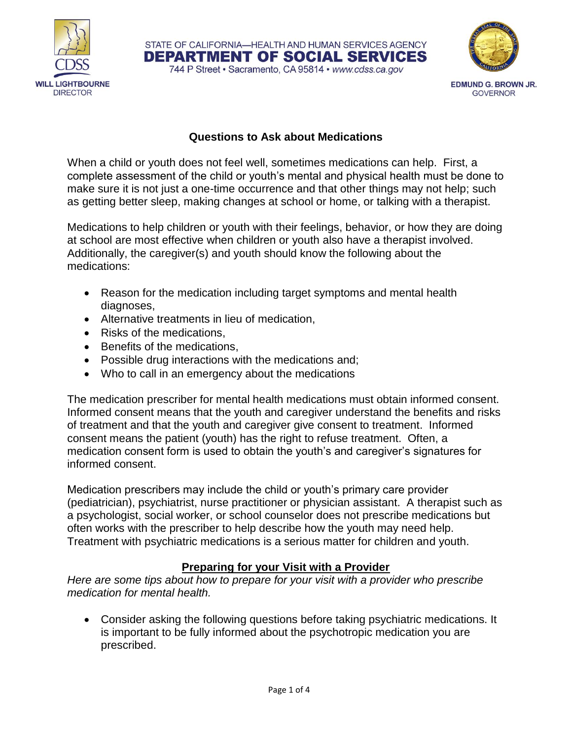STATE OF CALIFORNIA—HEALTH AND HUMAN SERVICES AGENCY

**DEPARTMENT OF SOCIAL SERVICES**

744 P Street • Sacramento, CA 95814 • www.cdss.ca.gov

CDSS
**WILL LIGHTBOURNE**
DIRECTOR

**EDMUND G. BROWN JR.**
GOVERNOR

# Questions to Ask about Medications

When a child or youth does not feel well, sometimes medications can help. First, a complete assessment of the child or youth's mental and physical health must be done to make sure it is not just a one-time occurrence and that other things may not help; such as getting better sleep, making changes at school or home, or talking with a therapist.

Medications to help children or youth with their feelings, behavior, or how they are doing at school are most effective when children or youth also have a therapist involved. Additionally, the caregiver(s) and youth should know the following about the medications:

- Reason for the medication including target symptoms and mental health diagnoses,
- Alternative treatments in lieu of medication,
- Risks of the medications,
- Benefits of the medications,
- Possible drug interactions with the medications and;
- Who to call in an emergency about the medications

The medication prescriber for mental health medications must obtain informed consent. Informed consent means that the youth and caregiver understand the benefits and risks of treatment and that the youth and caregiver give consent to treatment. Informed consent means the patient (youth) has the right to refuse treatment. Often, a medication consent form is used to obtain the youth's and caregiver's signatures for informed consent.

Medication prescribers may include the child or youth's primary care provider (pediatrician), psychiatrist, nurse practitioner or physician assistant. A therapist such as a psychologist, social worker, or school counselor does not prescribe medications but often works with the prescriber to help describe how the youth may need help. Treatment with psychiatric medications is a serious matter for children and youth.

## Preparing for your Visit with a Provider

*Here are some tips about how to prepare for your visit with a provider who prescribe medication for mental health.*

- Consider asking the following questions before taking psychiatric medications. It is important to be fully informed about the psychotropic medication you are prescribed.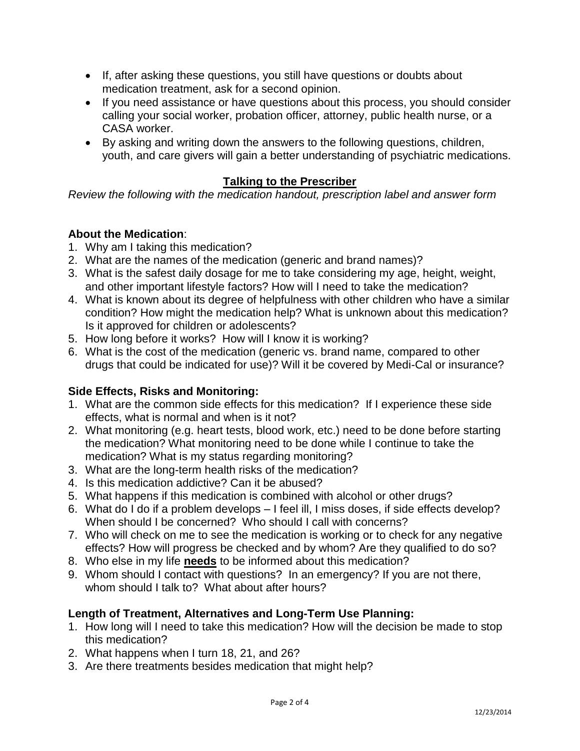- If, after asking these questions, you still have questions or doubts about medication treatment, ask for a second opinion.
- If you need assistance or have questions about this process, you should consider calling your social worker, probation officer, attorney, public health nurse, or a CASA worker.
- By asking and writing down the answers to the following questions, children, youth, and care givers will gain a better understanding of psychiatric medications.

## Talking to the Prescriber

*Review the following with the medication handout, prescription label and answer form*

**About the Medication**:

1. Why am I taking this medication?
2. What are the names of the medication (generic and brand names)?
3. What is the safest daily dosage for me to take considering my age, height, weight, and other important lifestyle factors? How will I need to take the medication?
4. What is known about its degree of helpfulness with other children who have a similar condition? How might the medication help? What is unknown about this medication? Is it approved for children or adolescents?
5. How long before it works? How will I know it is working?
6. What is the cost of the medication (generic vs. brand name, compared to other drugs that could be indicated for use)? Will it be covered by Medi-Cal or insurance?

**Side Effects, Risks and Monitoring:**

1. What are the common side effects for this medication? If I experience these side effects, what is normal and when is it not?
2. What monitoring (e.g. heart tests, blood work, etc.) need to be done before starting the medication? What monitoring need to be done while I continue to take the medication? What is my status regarding monitoring?
3. What are the long-term health risks of the medication?
4. Is this medication addictive? Can it be abused?
5. What happens if this medication is combined with alcohol or other drugs?
6. What do I do if a problem develops – I feel ill, I miss doses, if side effects develop? When should I be concerned? Who should I call with concerns?
7. Who will check on me to see the medication is working or to check for any negative effects? How will progress be checked and by whom? Are they qualified to do so?
8. Who else in my life **<u>needs</u>** to be informed about this medication?
9. Whom should I contact with questions? In an emergency? If you are not there, whom should I talk to? What about after hours?

**Length of Treatment, Alternatives and Long-Term Use Planning:**

1. How long will I need to take this medication? How will the decision be made to stop this medication?
2. What happens when I turn 18, 21, and 26?
3. Are there treatments besides medication that might help?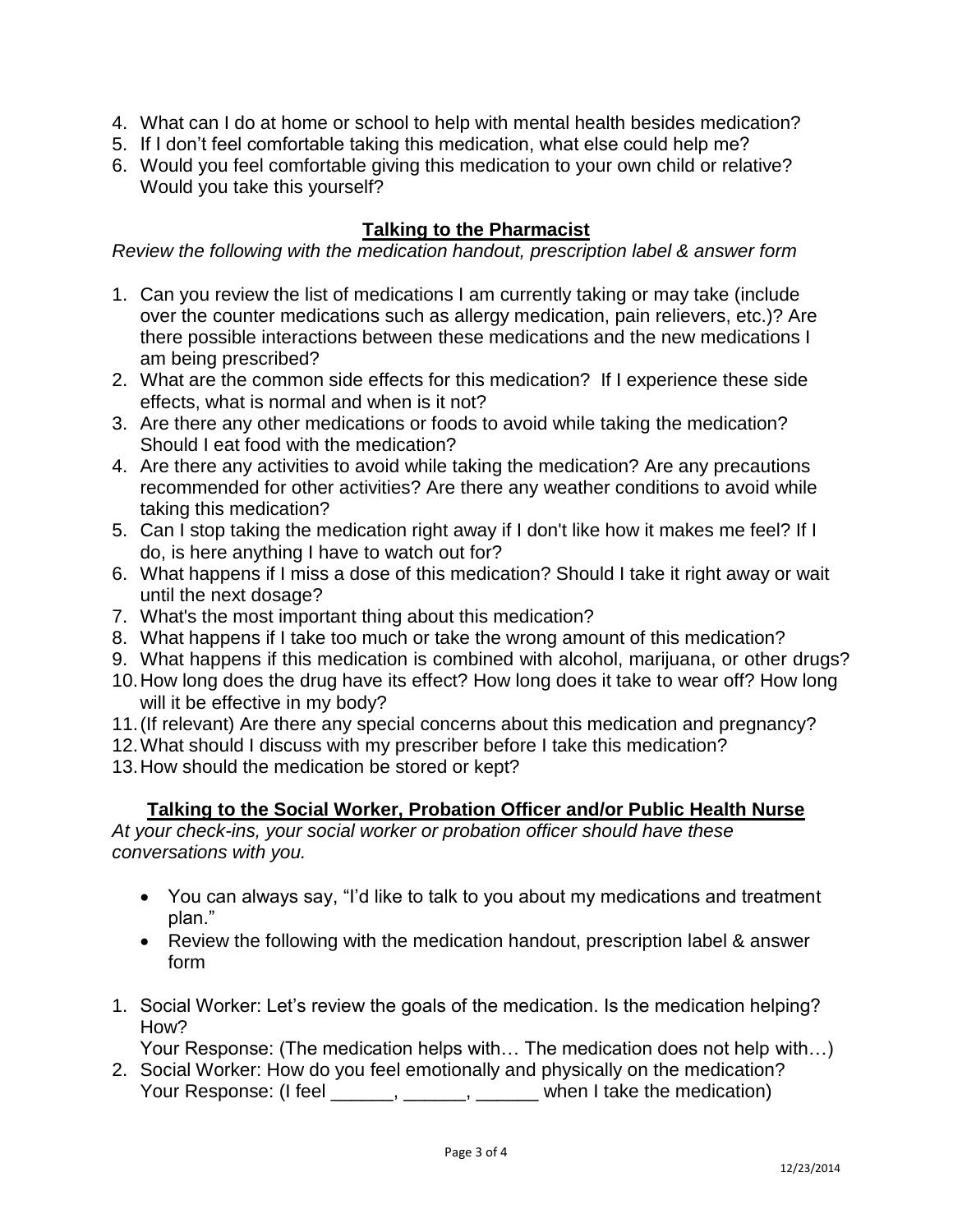4. What can I do at home or school to help with mental health besides medication?
5. If I don't feel comfortable taking this medication, what else could help me?
6. Would you feel comfortable giving this medication to your own child or relative? Would you take this yourself?

## Talking to the Pharmacist

*Review the following with the medication handout, prescription label & answer form*

1. Can you review the list of medications I am currently taking or may take (include over the counter medications such as allergy medication, pain relievers, etc.)? Are there possible interactions between these medications and the new medications I am being prescribed?
2. What are the common side effects for this medication? If I experience these side effects, what is normal and when is it not?
3. Are there any other medications or foods to avoid while taking the medication? Should I eat food with the medication?
4. Are there any activities to avoid while taking the medication? Are any precautions recommended for other activities? Are there any weather conditions to avoid while taking this medication?
5. Can I stop taking the medication right away if I don't like how it makes me feel? If I do, is here anything I have to watch out for?
6. What happens if I miss a dose of this medication? Should I take it right away or wait until the next dosage?
7. What's the most important thing about this medication?
8. What happens if I take too much or take the wrong amount of this medication?
9. What happens if this medication is combined with alcohol, marijuana, or other drugs?
10. How long does the drug have its effect? How long does it take to wear off? How long will it be effective in my body?
11. (If relevant) Are there any special concerns about this medication and pregnancy?
12. What should I discuss with my prescriber before I take this medication?
13. How should the medication be stored or kept?

## Talking to the Social Worker, Probation Officer and/or Public Health Nurse

*At your check-ins, your social worker or probation officer should have these conversations with you.*

- You can always say, "I'd like to talk to you about my medications and treatment plan."
- Review the following with the medication handout, prescription label & answer form

1. Social Worker: Let's review the goals of the medication. Is the medication helping? How?
   Your Response: (The medication helps with… The medication does not help with…)
2. Social Worker: How do you feel emotionally and physically on the medication?
   Your Response: (I feel ______, ______, ______ when I take the medication)

12/23/2014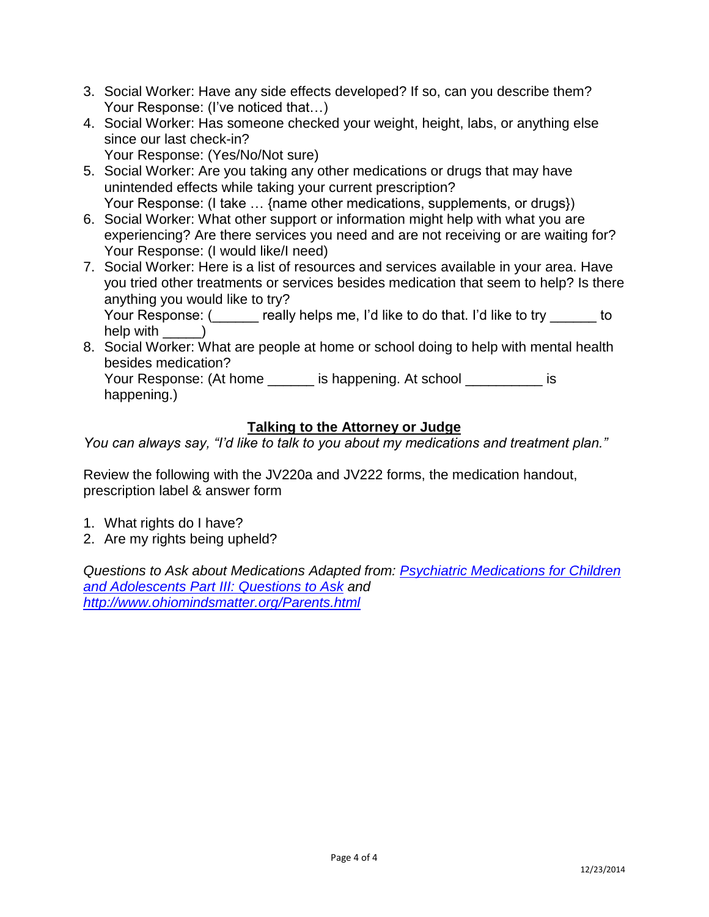3. Social Worker: Have any side effects developed? If so, can you describe them?
   Your Response: (I've noticed that…)
4. Social Worker: Has someone checked your weight, height, labs, or anything else since our last check-in?
   Your Response: (Yes/No/Not sure)
5. Social Worker: Are you taking any other medications or drugs that may have unintended effects while taking your current prescription?
   Your Response: (I take … {name other medications, supplements, or drugs})
6. Social Worker: What other support or information might help with what you are experiencing? Are there services you need and are not receiving or are waiting for?
   Your Response: (I would like/I need)
7. Social Worker: Here is a list of resources and services available in your area. Have you tried other treatments or services besides medication that seem to help? Is there anything you would like to try?
   Your Response: (______ really helps me, I'd like to do that. I'd like to try ______ to help with _____)
8. Social Worker: What are people at home or school doing to help with mental health besides medication?
   Your Response: (At home ______ is happening. At school __________ is happening.)

## Talking to the Attorney or Judge

*You can always say, "I'd like to talk to you about my medications and treatment plan."*

Review the following with the JV220a and JV222 forms, the medication handout, prescription label & answer form

1. What rights do I have?
2. Are my rights being upheld?

*Questions to Ask about Medications Adapted from: Psychiatric Medications for Children and Adolescents Part III: Questions to Ask and http://www.ohiomindsmatter.org/Parents.html*